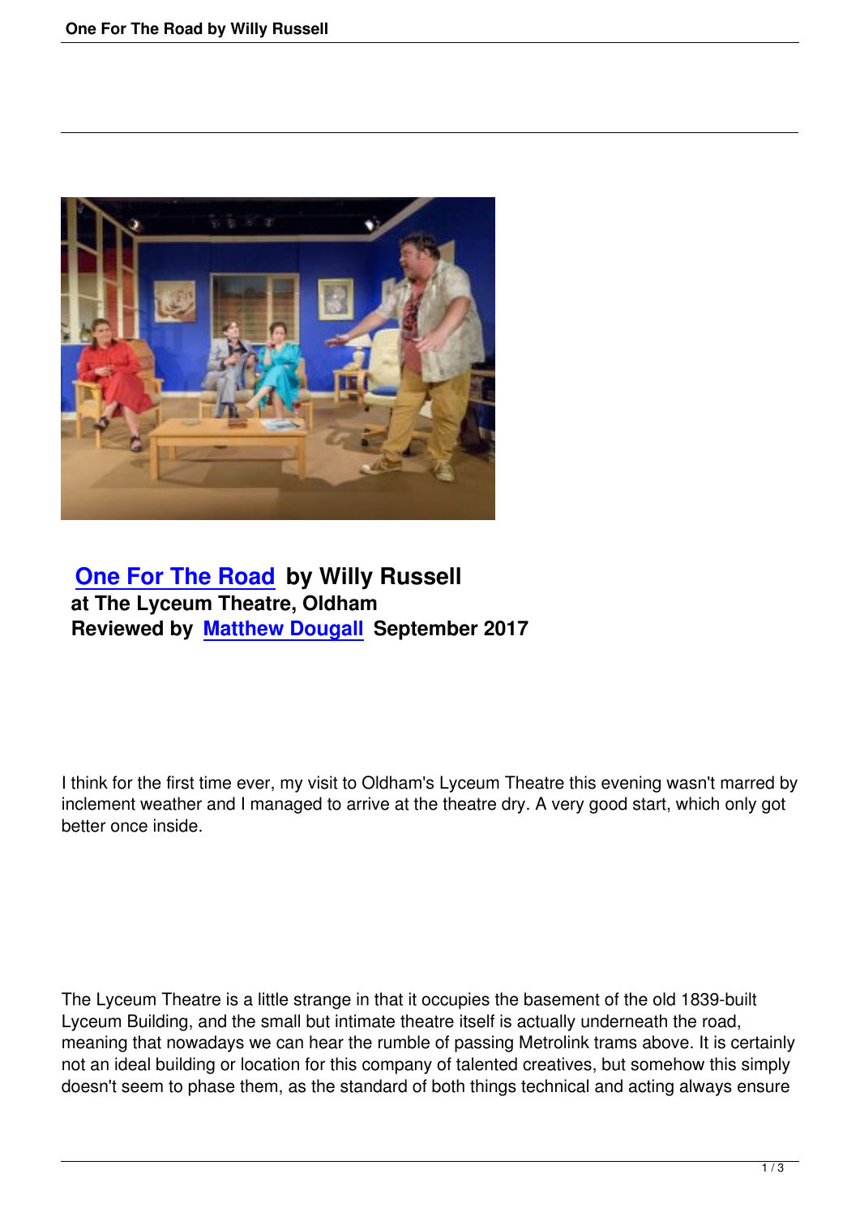# One For The Road by Willy Russell

**at The Lyceum Theatre, Oldham**

**Reviewed by Matthew Dougall September 2017**

I think for the first time ever, my visit to Oldham's Lyceum Theatre this evening wasn't marred by inclement weather and I managed to arrive at the theatre dry. A very good start, which only got better once inside.

The Lyceum Theatre is a little strange in that it occupies the basement of the old 1839-built Lyceum Building, and the small but intimate theatre itself is actually underneath the road, meaning that nowadays we can hear the rumble of passing Metrolink trams above. It is certainly not an ideal building or location for this company of talented creatives, but somehow this simply doesn't seem to phase them, as the standard of both things technical and acting always ensure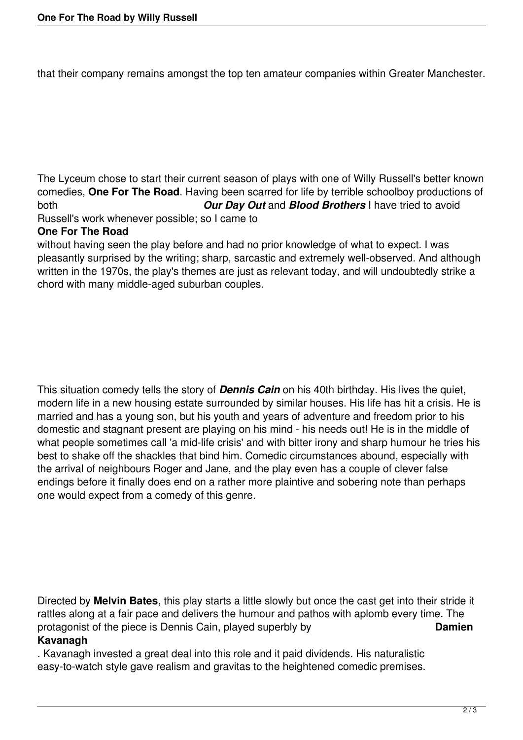that their company remains amongst the top ten amateur companies within Greater Manchester.

The Lyceum chose to start their current season of plays with one of Willy Russell's better known comedies, **One For The Road**. Having been scarred for life by terrible schoolboy productions of both ***Our Day Out*** and ***Blood Brothers*** I have tried to avoid Russell's work whenever possible; so I came to **One For The Road** without having seen the play before and had no prior knowledge of what to expect. I was pleasantly surprised by the writing; sharp, sarcastic and extremely well-observed. And although written in the 1970s, the play's themes are just as relevant today, and will undoubtedly strike a chord with many middle-aged suburban couples.

This situation comedy tells the story of ***Dennis Cain*** on his 40th birthday. His lives the quiet, modern life in a new housing estate surrounded by similar houses. His life has hit a crisis. He is married and has a young son, but his youth and years of adventure and freedom prior to his domestic and stagnant present are playing on his mind - his needs out! He is in the middle of what people sometimes call 'a mid-life crisis' and with bitter irony and sharp humour he tries his best to shake off the shackles that bind him. Comedic circumstances abound, especially with the arrival of neighbours Roger and Jane, and the play even has a couple of clever false endings before it finally does end on a rather more plaintive and sobering note than perhaps one would expect from a comedy of this genre.

Directed by **Melvin Bates**, this play starts a little slowly but once the cast get into their stride it rattles along at a fair pace and delivers the humour and pathos with aplomb every time. The protagonist of the piece is Dennis Cain, played superbly by **Damien Kavanagh**. Kavanagh invested a great deal into this role and it paid dividends. His naturalistic easy-to-watch style gave realism and gravitas to the heightened comedic premises.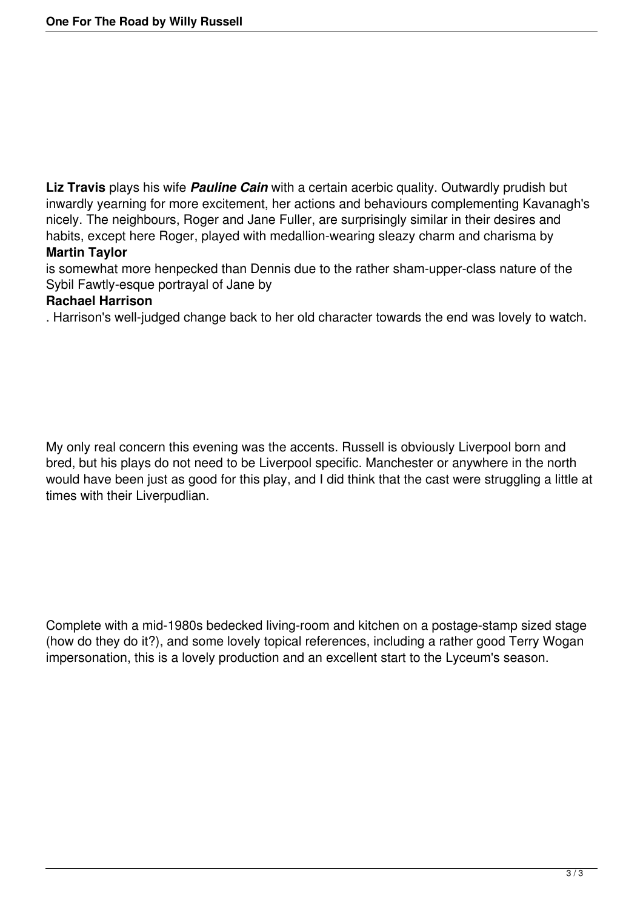**Liz Travis** plays his wife ***Pauline Cain*** with a certain acerbic quality. Outwardly prudish but inwardly yearning for more excitement, her actions and behaviours complementing Kavanagh's nicely. The neighbours, Roger and Jane Fuller, are surprisingly similar in their desires and habits, except here Roger, played with medallion-wearing sleazy charm and charisma by **Martin Taylor** is somewhat more henpecked than Dennis due to the rather sham-upper-class nature of the Sybil Fawtly-esque portrayal of Jane by **Rachael Harrison**. Harrison's well-judged change back to her old character towards the end was lovely to watch.

My only real concern this evening was the accents. Russell is obviously Liverpool born and bred, but his plays do not need to be Liverpool specific. Manchester or anywhere in the north would have been just as good for this play, and I did think that the cast were struggling a little at times with their Liverpudlian.

Complete with a mid-1980s bedecked living-room and kitchen on a postage-stamp sized stage (how do they do it?), and some lovely topical references, including a rather good Terry Wogan impersonation, this is a lovely production and an excellent start to the Lyceum's season.